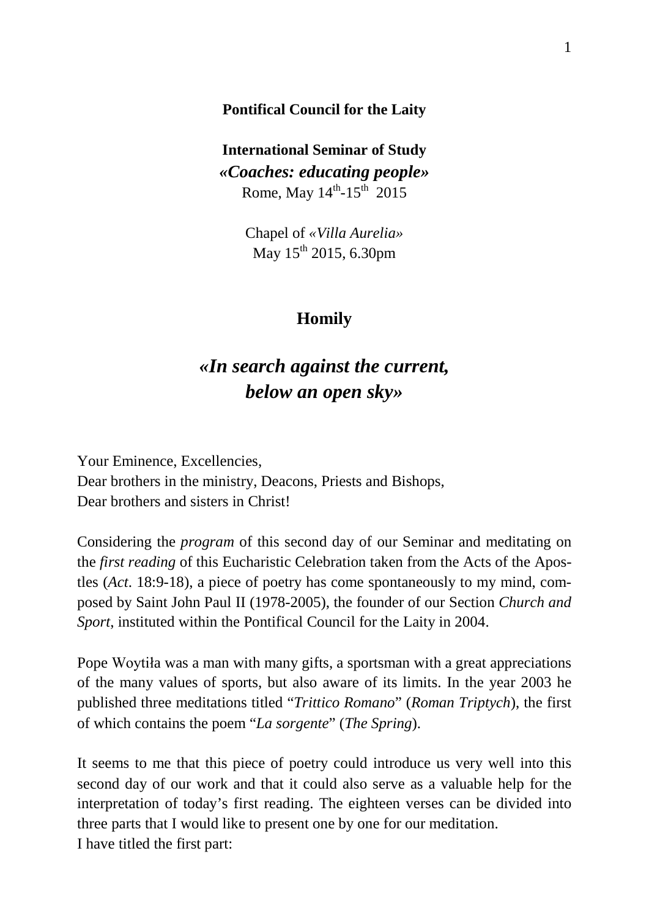**Pontifical Council for the Laity**

**International Seminar of Study**
***«Coaches: educating people»***
Rome, May 14th-15th 2015

Chapel of *«Villa Aurelia»*
May 15th 2015, 6.30pm

## Homily

# *«In search against the current, below an open sky»*

Your Eminence, Excellencies,
Dear brothers in the ministry, Deacons, Priests and Bishops,
Dear brothers and sisters in Christ!

Considering the *program* of this second day of our Seminar and meditating on the *first reading* of this Eucharistic Celebration taken from the Acts of the Apostles (*Act*. 18:9-18), a piece of poetry has come spontaneously to my mind, composed by Saint John Paul II (1978-2005), the founder of our Section *Church and Sport*, instituted within the Pontifical Council for the Laity in 2004.

Pope Woytiła was a man with many gifts, a sportsman with a great appreciations of the many values of sports, but also aware of its limits. In the year 2003 he published three meditations titled "*Trittico Romano*" (*Roman Triptych*), the first of which contains the poem "*La sorgente*" (*The Spring*).

It seems to me that this piece of poetry could introduce us very well into this second day of our work and that it could also serve as a valuable help for the interpretation of today's first reading. The eighteen verses can be divided into three parts that I would like to present one by one for our meditation.
I have titled the first part: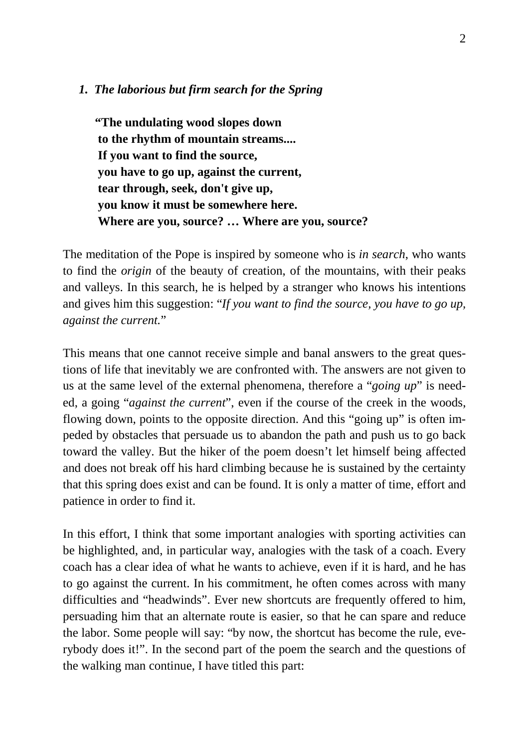## 1. *The laborious but firm search for the Spring*

**"The undulating wood slopes down**
**to the rhythm of mountain streams....**
**If you want to find the source,**
**you have to go up, against the current,**
**tear through, seek, don't give up,**
**you know it must be somewhere here.**
**Where are you, source? … Where are you, source?**

The meditation of the Pope is inspired by someone who is *in search*, who wants to find the *origin* of the beauty of creation, of the mountains, with their peaks and valleys. In this search, he is helped by a stranger who knows his intentions and gives him this suggestion: "*If you want to find the source, you have to go up, against the current.*"

This means that one cannot receive simple and banal answers to the great questions of life that inevitably we are confronted with. The answers are not given to us at the same level of the external phenomena, therefore a "*going up*" is needed, a going "*against the current*", even if the course of the creek in the woods, flowing down, points to the opposite direction. And this "going up" is often impeded by obstacles that persuade us to abandon the path and push us to go back toward the valley. But the hiker of the poem doesn't let himself being affected and does not break off his hard climbing because he is sustained by the certainty that this spring does exist and can be found. It is only a matter of time, effort and patience in order to find it.

In this effort, I think that some important analogies with sporting activities can be highlighted, and, in particular way, analogies with the task of a coach. Every coach has a clear idea of what he wants to achieve, even if it is hard, and he has to go against the current. In his commitment, he often comes across with many difficulties and "headwinds". Ever new shortcuts are frequently offered to him, persuading him that an alternate route is easier, so that he can spare and reduce the labor. Some people will say: "by now, the shortcut has become the rule, everybody does it!". In the second part of the poem the search and the questions of the walking man continue, I have titled this part: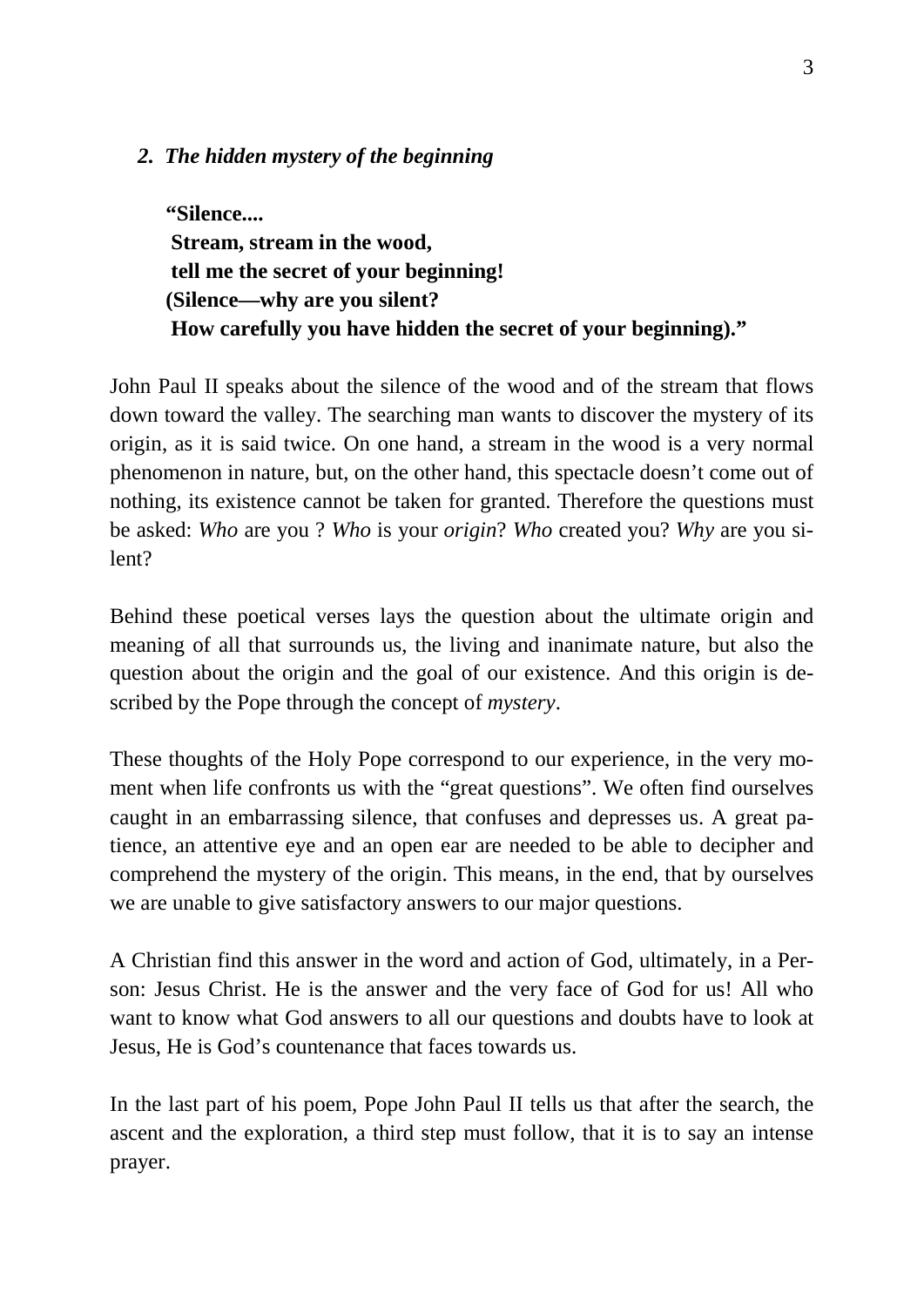### *2. The hidden mystery of the beginning*

> **"Silence....**
> **Stream, stream in the wood,**
> **tell me the secret of your beginning!**
> **(Silence—why are you silent?**
> **How carefully you have hidden the secret of your beginning)."**

John Paul II speaks about the silence of the wood and of the stream that flows down toward the valley. The searching man wants to discover the mystery of its origin, as it is said twice. On one hand, a stream in the wood is a very normal phenomenon in nature, but, on the other hand, this spectacle doesn't come out of nothing, its existence cannot be taken for granted. Therefore the questions must be asked: *Who* are you ? *Who* is your *origin*? *Who* created you? *Why* are you silent?

Behind these poetical verses lays the question about the ultimate origin and meaning of all that surrounds us, the living and inanimate nature, but also the question about the origin and the goal of our existence. And this origin is described by the Pope through the concept of *mystery*.

These thoughts of the Holy Pope correspond to our experience, in the very moment when life confronts us with the "great questions". We often find ourselves caught in an embarrassing silence, that confuses and depresses us. A great patience, an attentive eye and an open ear are needed to be able to decipher and comprehend the mystery of the origin. This means, in the end, that by ourselves we are unable to give satisfactory answers to our major questions.

A Christian find this answer in the word and action of God, ultimately, in a Person: Jesus Christ. He is the answer and the very face of God for us! All who want to know what God answers to all our questions and doubts have to look at Jesus, He is God's countenance that faces towards us.

In the last part of his poem, Pope John Paul II tells us that after the search, the ascent and the exploration, a third step must follow, that it is to say an intense prayer.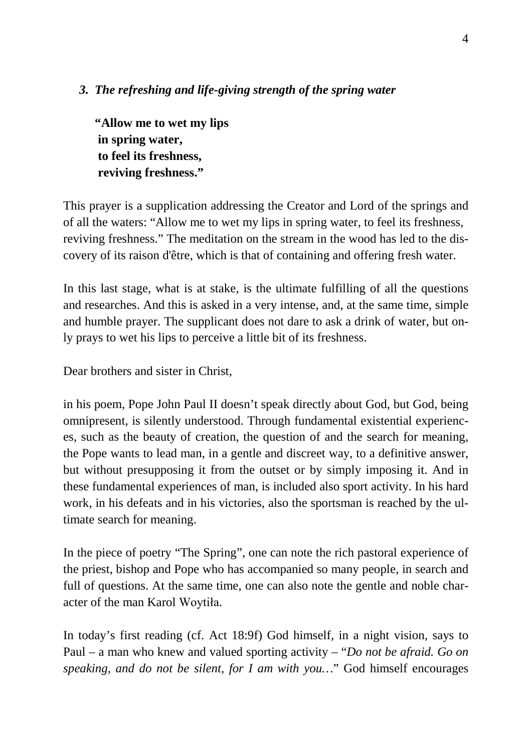### *3. The refreshing and life-giving strength of the spring water*

**"Allow me to wet my lips**
**in spring water,**
**to feel its freshness,**
**reviving freshness."**

This prayer is a supplication addressing the Creator and Lord of the springs and of all the waters: "Allow me to wet my lips in spring water, to feel its freshness, reviving freshness." The meditation on the stream in the wood has led to the discovery of its raison d'être, which is that of containing and offering fresh water.

In this last stage, what is at stake, is the ultimate fulfilling of all the questions and researches. And this is asked in a very intense, and, at the same time, simple and humble prayer. The supplicant does not dare to ask a drink of water, but only prays to wet his lips to perceive a little bit of its freshness.

Dear brothers and sister in Christ,

in his poem, Pope John Paul II doesn't speak directly about God, but God, being omnipresent, is silently understood. Through fundamental existential experiences, such as the beauty of creation, the question of and the search for meaning, the Pope wants to lead man, in a gentle and discreet way, to a definitive answer, but without presupposing it from the outset or by simply imposing it. And in these fundamental experiences of man, is included also sport activity. In his hard work, in his defeats and in his victories, also the sportsman is reached by the ultimate search for meaning.

In the piece of poetry "The Spring", one can note the rich pastoral experience of the priest, bishop and Pope who has accompanied so many people, in search and full of questions. At the same time, one can also note the gentle and noble character of the man Karol Woytiła.

In today's first reading (cf. Act 18:9f) God himself, in a night vision, says to Paul – a man who knew and valued sporting activity – "*Do not be afraid. Go on speaking, and do not be silent, for I am with you…*" God himself encourages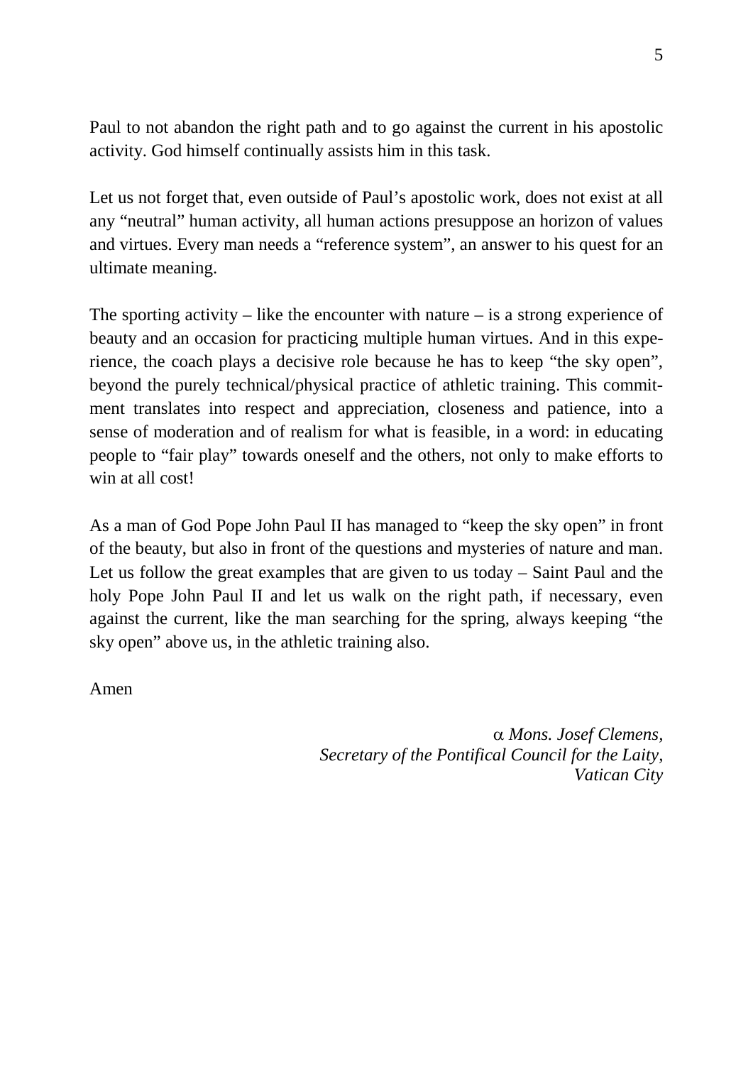Paul to not abandon the right path and to go against the current in his apostolic activity. God himself continually assists him in this task.

Let us not forget that, even outside of Paul's apostolic work, does not exist at all any "neutral" human activity, all human actions presuppose an horizon of values and virtues. Every man needs a "reference system", an answer to his quest for an ultimate meaning.

The sporting activity – like the encounter with nature – is a strong experience of beauty and an occasion for practicing multiple human virtues. And in this experience, the coach plays a decisive role because he has to keep "the sky open", beyond the purely technical/physical practice of athletic training. This commitment translates into respect and appreciation, closeness and patience, into a sense of moderation and of realism for what is feasible, in a word: in educating people to "fair play" towards oneself and the others, not only to make efforts to win at all cost!

As a man of God Pope John Paul II has managed to "keep the sky open" in front of the beauty, but also in front of the questions and mysteries of nature and man. Let us follow the great examples that are given to us today – Saint Paul and the holy Pope John Paul II and let us walk on the right path, if necessary, even against the current, like the man searching for the spring, always keeping "the sky open" above us, in the athletic training also.

Amen

*α Mons. Josef Clemens,*
*Secretary of the Pontifical Council for the Laity,*
*Vatican City*